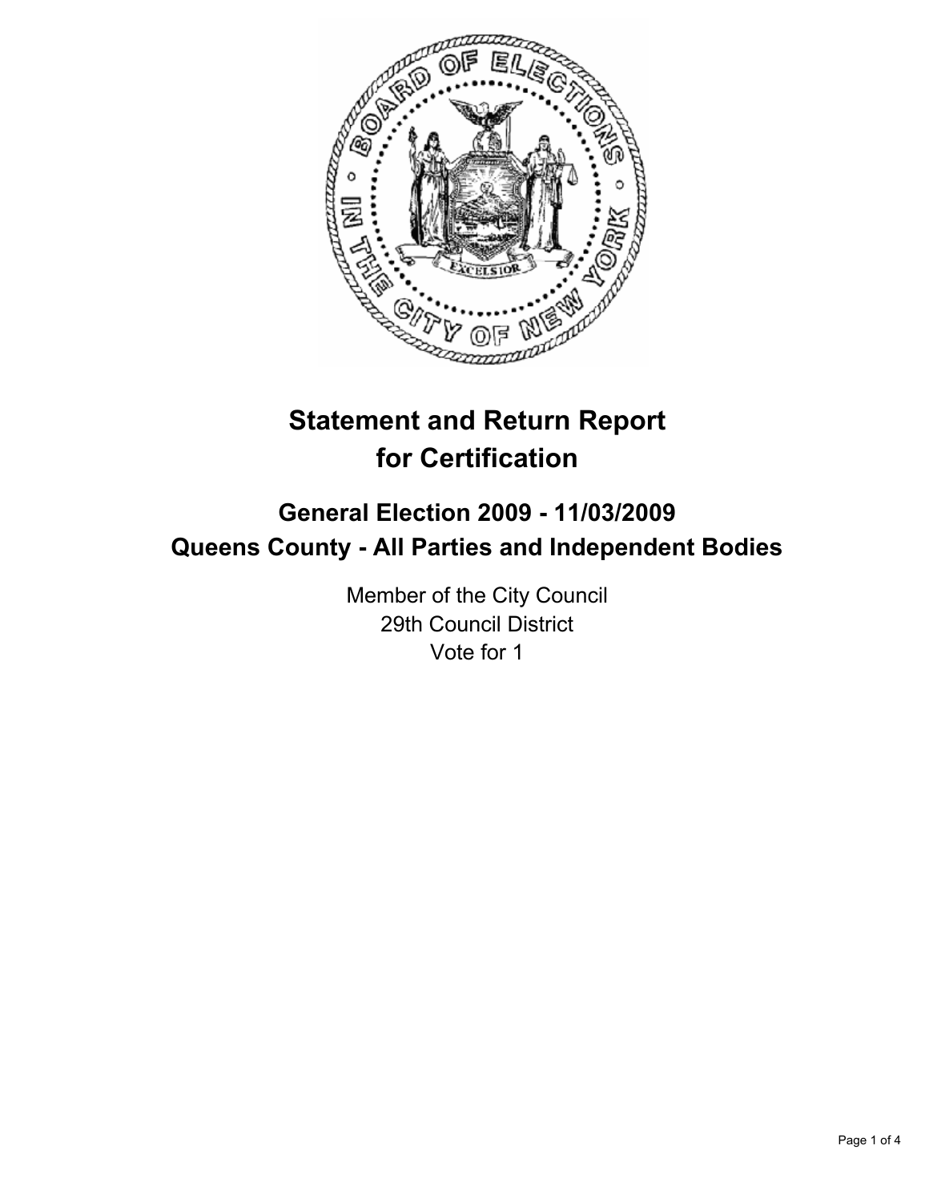# Statement and Return Report for Certification

## General Election 2009 - 11/03/2009

## Queens County - All Parties and Independent Bodies

Member of the City Council

29th Council District

Vote for 1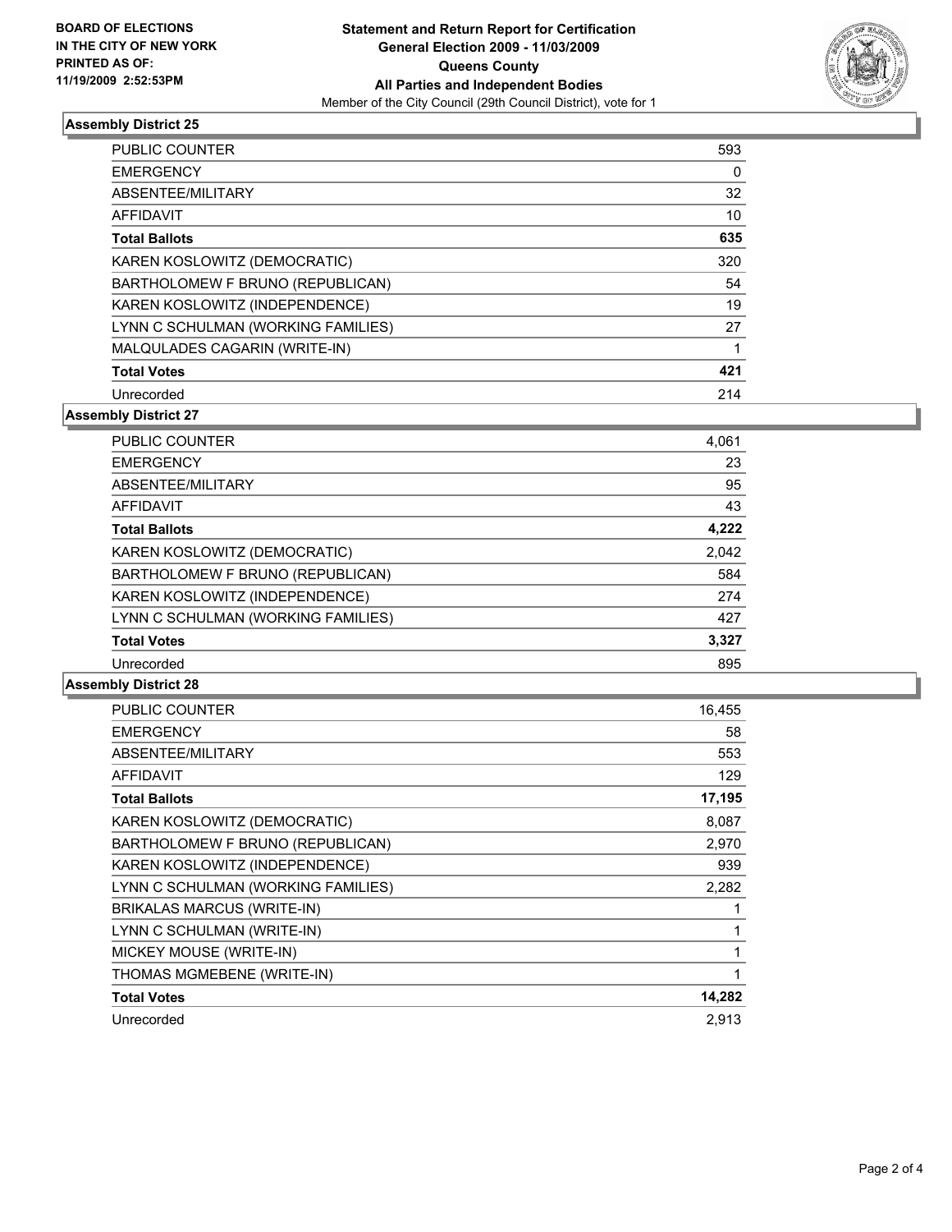**BOARD OF ELECTIONS IN THE CITY OF NEW YORK PRINTED AS OF: 11/19/2009 2:52:53PM**

**Statement and Return Report for Certification General Election 2009 - 11/03/2009 Queens County All Parties and Independent Bodies**

Member of the City Council (29th Council District), vote for 1

### Assembly District 25

| | |
|---|---|
| PUBLIC COUNTER | 593 |
| EMERGENCY | 0 |
| ABSENTEE/MILITARY | 32 |
| AFFIDAVIT | 10 |
| **Total Ballots** | **635** |
| KAREN KOSLOWITZ (DEMOCRATIC) | 320 |
| BARTHOLOMEW F BRUNO (REPUBLICAN) | 54 |
| KAREN KOSLOWITZ (INDEPENDENCE) | 19 |
| LYNN C SCHULMAN (WORKING FAMILIES) | 27 |
| MALQULADES CAGARIN (WRITE-IN) | 1 |
| **Total Votes** | **421** |
| Unrecorded | 214 |

### Assembly District 27

| | |
|---|---|
| PUBLIC COUNTER | 4,061 |
| EMERGENCY | 23 |
| ABSENTEE/MILITARY | 95 |
| AFFIDAVIT | 43 |
| **Total Ballots** | **4,222** |
| KAREN KOSLOWITZ (DEMOCRATIC) | 2,042 |
| BARTHOLOMEW F BRUNO (REPUBLICAN) | 584 |
| KAREN KOSLOWITZ (INDEPENDENCE) | 274 |
| LYNN C SCHULMAN (WORKING FAMILIES) | 427 |
| **Total Votes** | **3,327** |
| Unrecorded | 895 |

### Assembly District 28

| | |
|---|---|
| PUBLIC COUNTER | 16,455 |
| EMERGENCY | 58 |
| ABSENTEE/MILITARY | 553 |
| AFFIDAVIT | 129 |
| **Total Ballots** | **17,195** |
| KAREN KOSLOWITZ (DEMOCRATIC) | 8,087 |
| BARTHOLOMEW F BRUNO (REPUBLICAN) | 2,970 |
| KAREN KOSLOWITZ (INDEPENDENCE) | 939 |
| LYNN C SCHULMAN (WORKING FAMILIES) | 2,282 |
| BRIKALAS MARCUS (WRITE-IN) | 1 |
| LYNN C SCHULMAN (WRITE-IN) | 1 |
| MICKEY MOUSE (WRITE-IN) | 1 |
| THOMAS MGMEBENE (WRITE-IN) | 1 |
| **Total Votes** | **14,282** |
| Unrecorded | 2,913 |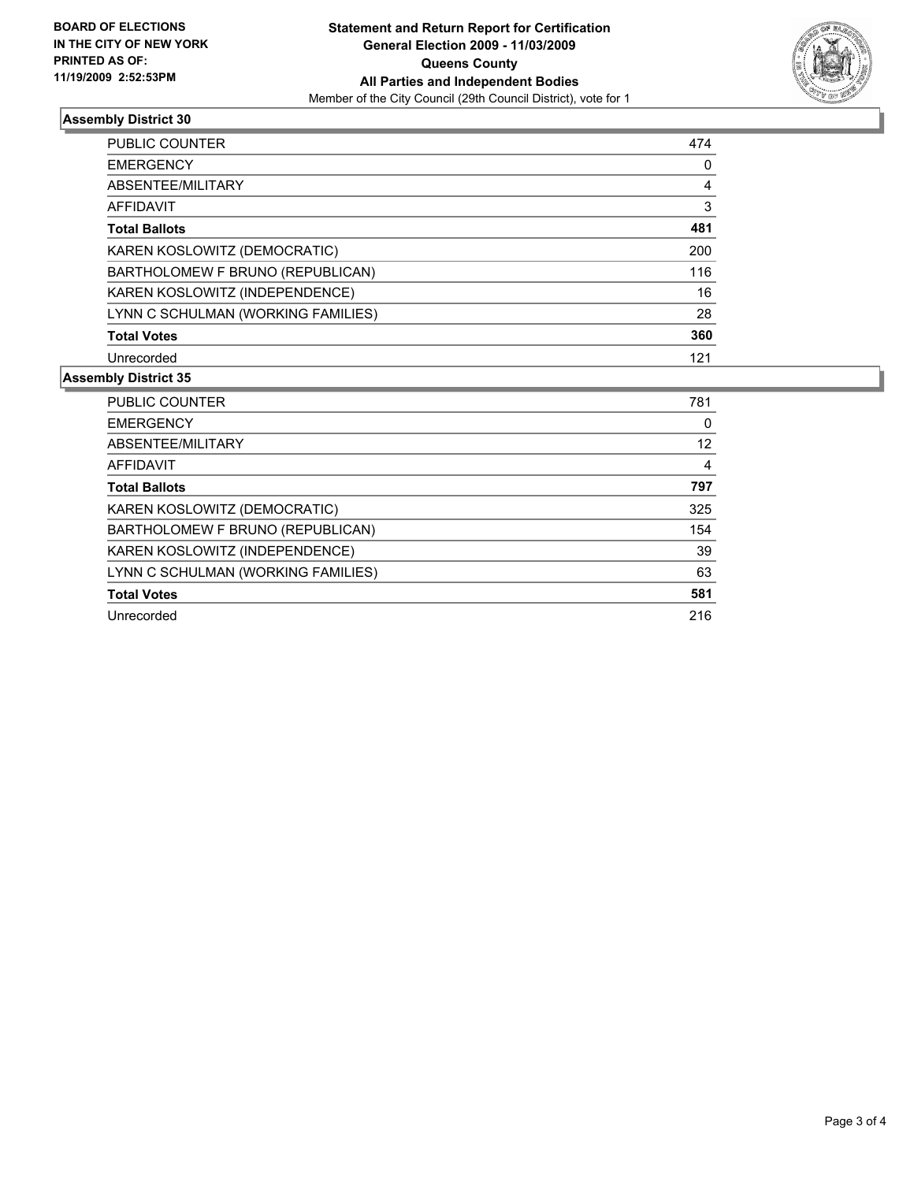**BOARD OF ELECTIONS**
**IN THE CITY OF NEW YORK**
**PRINTED AS OF:**
**11/19/2009 2:52:53PM**

**Statement and Return Report for Certification**
**General Election 2009 - 11/03/2009**
**Queens County**
**All Parties and Independent Bodies**
Member of the City Council (29th Council District), vote for 1

### Assembly District 30

| | |
|---|---|
| PUBLIC COUNTER | 474 |
| EMERGENCY | 0 |
| ABSENTEE/MILITARY | 4 |
| AFFIDAVIT | 3 |
| **Total Ballots** | **481** |
| KAREN KOSLOWITZ (DEMOCRATIC) | 200 |
| BARTHOLOMEW F BRUNO (REPUBLICAN) | 116 |
| KAREN KOSLOWITZ (INDEPENDENCE) | 16 |
| LYNN C SCHULMAN (WORKING FAMILIES) | 28 |
| **Total Votes** | **360** |
| Unrecorded | 121 |

### Assembly District 35

| | |
|---|---|
| PUBLIC COUNTER | 781 |
| EMERGENCY | 0 |
| ABSENTEE/MILITARY | 12 |
| AFFIDAVIT | 4 |
| **Total Ballots** | **797** |
| KAREN KOSLOWITZ (DEMOCRATIC) | 325 |
| BARTHOLOMEW F BRUNO (REPUBLICAN) | 154 |
| KAREN KOSLOWITZ (INDEPENDENCE) | 39 |
| LYNN C SCHULMAN (WORKING FAMILIES) | 63 |
| **Total Votes** | **581** |
| Unrecorded | 216 |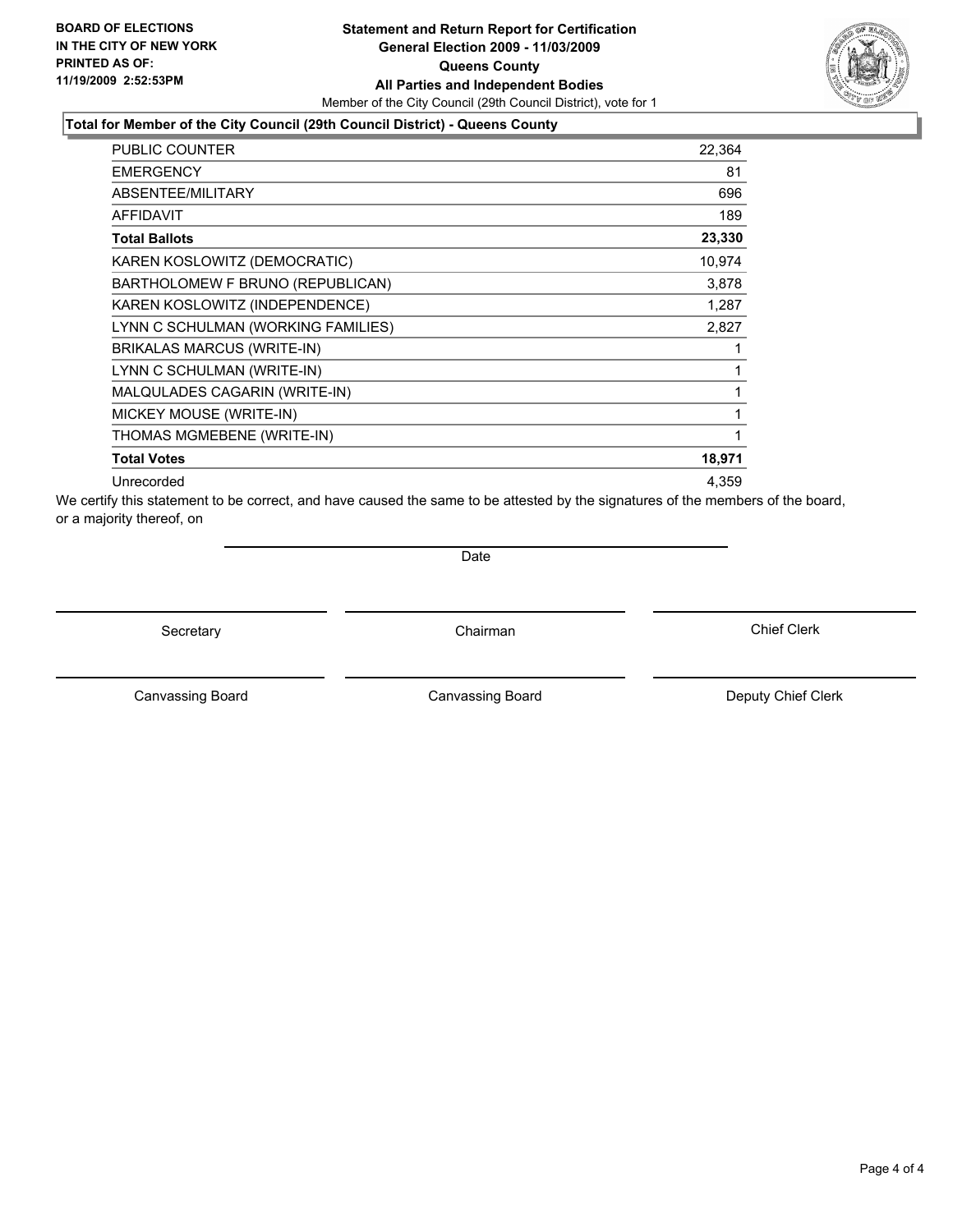**BOARD OF ELECTIONS IN THE CITY OF NEW YORK PRINTED AS OF: 11/19/2009 2:52:53PM**

**Statement and Return Report for Certification**
**General Election 2009 - 11/03/2009**
**Queens County**
**All Parties and Independent Bodies**
Member of the City Council (29th Council District), vote for 1

**Total for Member of the City Council (29th Council District) - Queens County**

| | |
|---|---|
| PUBLIC COUNTER | 22,364 |
| EMERGENCY | 81 |
| ABSENTEE/MILITARY | 696 |
| AFFIDAVIT | 189 |
| **Total Ballots** | **23,330** |
| KAREN KOSLOWITZ (DEMOCRATIC) | 10,974 |
| BARTHOLOMEW F BRUNO (REPUBLICAN) | 3,878 |
| KAREN KOSLOWITZ (INDEPENDENCE) | 1,287 |
| LYNN C SCHULMAN (WORKING FAMILIES) | 2,827 |
| BRIKALAS MARCUS (WRITE-IN) | 1 |
| LYNN C SCHULMAN (WRITE-IN) | 1 |
| MALQULADES CAGARIN (WRITE-IN) | 1 |
| MICKEY MOUSE (WRITE-IN) | 1 |
| THOMAS MGMEBENE (WRITE-IN) | 1 |
| **Total Votes** | **18,971** |
| Unrecorded | 4,359 |

We certify this statement to be correct, and have caused the same to be attested by the signatures of the members of the board, or a majority thereof, on

Date

Secretary

Chairman

Chief Clerk

Canvassing Board

Canvassing Board

Deputy Chief Clerk